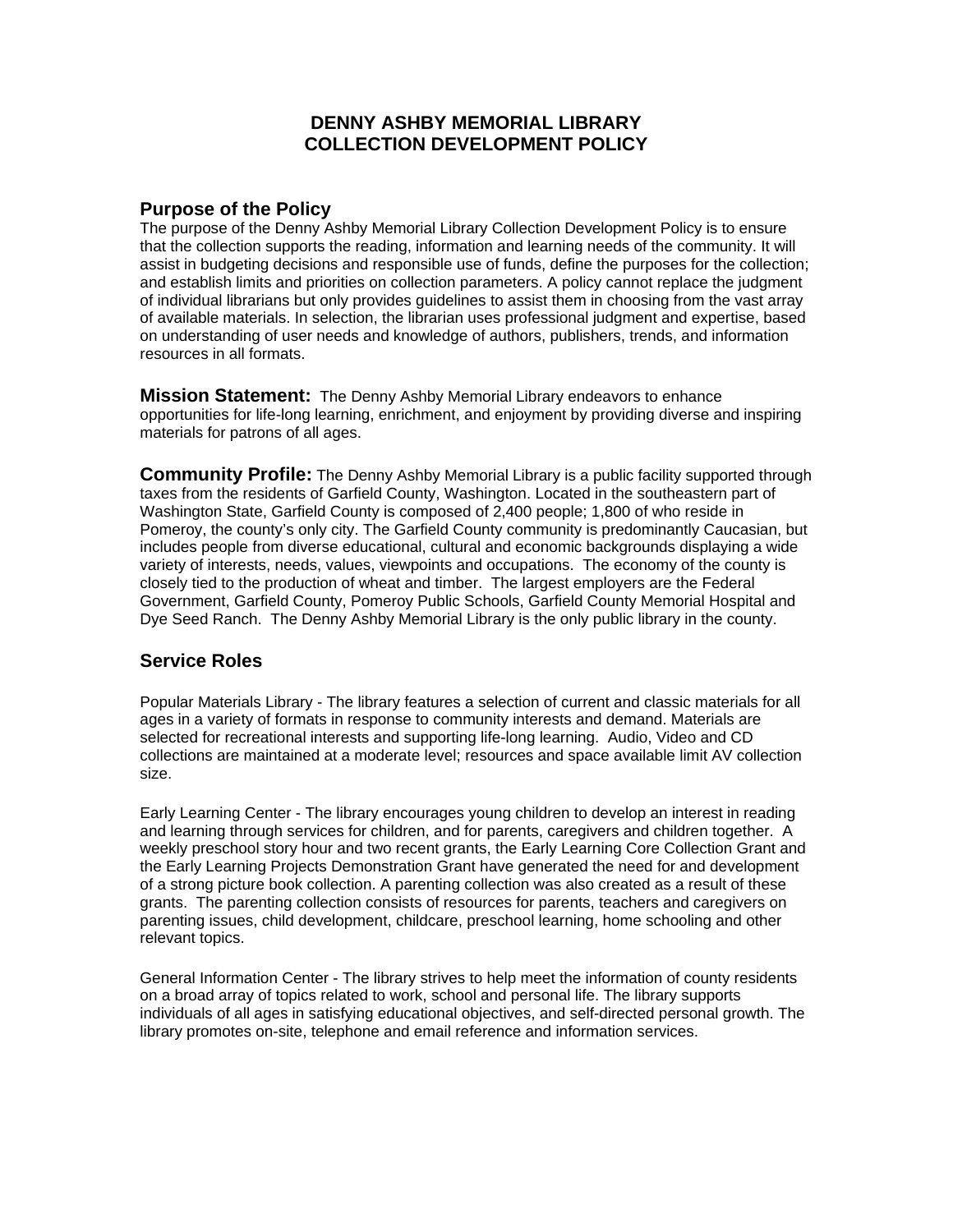# DENNY ASHBY MEMORIAL LIBRARY
# COLLECTION DEVELOPMENT POLICY

## Purpose of the Policy

The purpose of the Denny Ashby Memorial Library Collection Development Policy is to ensure that the collection supports the reading, information and learning needs of the community. It will assist in budgeting decisions and responsible use of funds, define the purposes for the collection; and establish limits and priorities on collection parameters. A policy cannot replace the judgment of individual librarians but only provides guidelines to assist them in choosing from the vast array of available materials. In selection, the librarian uses professional judgment and expertise, based on understanding of user needs and knowledge of authors, publishers, trends, and information resources in all formats.

**Mission Statement:** The Denny Ashby Memorial Library endeavors to enhance opportunities for life-long learning, enrichment, and enjoyment by providing diverse and inspiring materials for patrons of all ages.

**Community Profile:** The Denny Ashby Memorial Library is a public facility supported through taxes from the residents of Garfield County, Washington. Located in the southeastern part of Washington State, Garfield County is composed of 2,400 people; 1,800 of who reside in Pomeroy, the county's only city. The Garfield County community is predominantly Caucasian, but includes people from diverse educational, cultural and economic backgrounds displaying a wide variety of interests, needs, values, viewpoints and occupations. The economy of the county is closely tied to the production of wheat and timber. The largest employers are the Federal Government, Garfield County, Pomeroy Public Schools, Garfield County Memorial Hospital and Dye Seed Ranch. The Denny Ashby Memorial Library is the only public library in the county.

## Service Roles

Popular Materials Library - The library features a selection of current and classic materials for all ages in a variety of formats in response to community interests and demand. Materials are selected for recreational interests and supporting life-long learning. Audio, Video and CD collections are maintained at a moderate level; resources and space available limit AV collection size.

Early Learning Center - The library encourages young children to develop an interest in reading and learning through services for children, and for parents, caregivers and children together. A weekly preschool story hour and two recent grants, the Early Learning Core Collection Grant and the Early Learning Projects Demonstration Grant have generated the need for and development of a strong picture book collection. A parenting collection was also created as a result of these grants. The parenting collection consists of resources for parents, teachers and caregivers on parenting issues, child development, childcare, preschool learning, home schooling and other relevant topics.

General Information Center - The library strives to help meet the information of county residents on a broad array of topics related to work, school and personal life. The library supports individuals of all ages in satisfying educational objectives, and self-directed personal growth. The library promotes on-site, telephone and email reference and information services.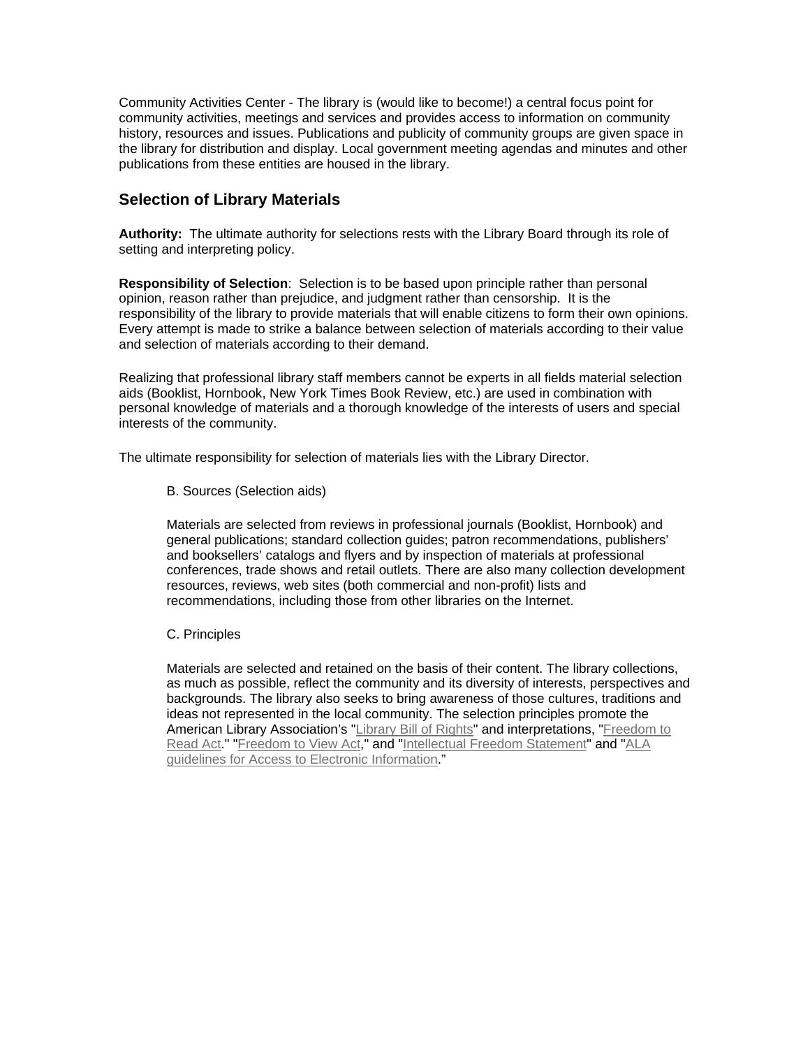Community Activities Center - The library is (would like to become!) a central focus point for community activities, meetings and services and provides access to information on community history, resources and issues. Publications and publicity of community groups are given space in the library for distribution and display. Local government meeting agendas and minutes and other publications from these entities are housed in the library.

## Selection of Library Materials

**Authority:** The ultimate authority for selections rests with the Library Board through its role of setting and interpreting policy.

**Responsibility of Selection**: Selection is to be based upon principle rather than personal opinion, reason rather than prejudice, and judgment rather than censorship. It is the responsibility of the library to provide materials that will enable citizens to form their own opinions. Every attempt is made to strike a balance between selection of materials according to their value and selection of materials according to their demand.

Realizing that professional library staff members cannot be experts in all fields material selection aids (Booklist, Hornbook, New York Times Book Review, etc.) are used in combination with personal knowledge of materials and a thorough knowledge of the interests of users and special interests of the community.

The ultimate responsibility for selection of materials lies with the Library Director.

B. Sources (Selection aids)

Materials are selected from reviews in professional journals (Booklist, Hornbook) and general publications; standard collection guides; patron recommendations, publishers' and booksellers' catalogs and flyers and by inspection of materials at professional conferences, trade shows and retail outlets. There are also many collection development resources, reviews, web sites (both commercial and non-profit) lists and recommendations, including those from other libraries on the Internet.

C. Principles

Materials are selected and retained on the basis of their content. The library collections, as much as possible, reflect the community and its diversity of interests, perspectives and backgrounds. The library also seeks to bring awareness of those cultures, traditions and ideas not represented in the local community. The selection principles promote the American Library Association's "Library Bill of Rights" and interpretations, "Freedom to Read Act." "Freedom to View Act," and "Intellectual Freedom Statement" and "ALA guidelines for Access to Electronic Information."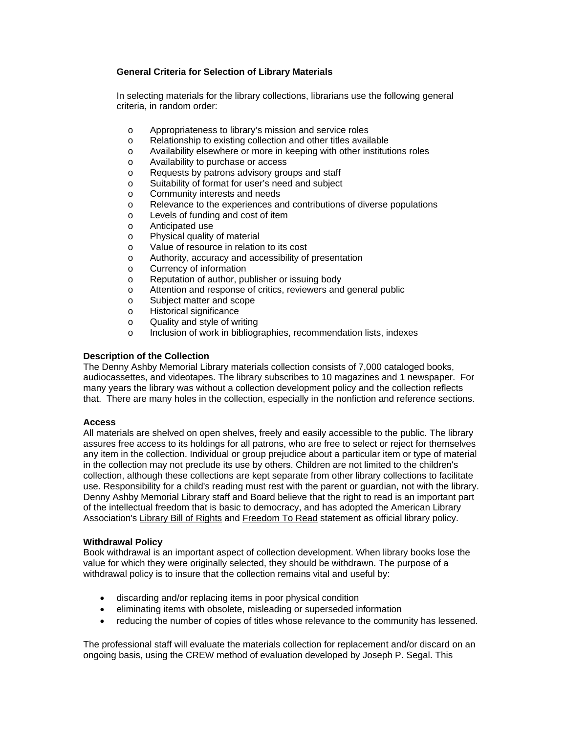### General Criteria for Selection of Library Materials

In selecting materials for the library collections, librarians use the following general criteria, in random order:

- Appropriateness to library's mission and service roles
- Relationship to existing collection and other titles available
- Availability elsewhere or more in keeping with other institutions roles
- Availability to purchase or access
- Requests by patrons advisory groups and staff
- Suitability of format for user's need and subject
- Community interests and needs
- Relevance to the experiences and contributions of diverse populations
- Levels of funding and cost of item
- Anticipated use
- Physical quality of material
- Value of resource in relation to its cost
- Authority, accuracy and accessibility of presentation
- Currency of information
- Reputation of author, publisher or issuing body
- Attention and response of critics, reviewers and general public
- Subject matter and scope
- Historical significance
- Quality and style of writing
- Inclusion of work in bibliographies, recommendation lists, indexes

### Description of the Collection

The Denny Ashby Memorial Library materials collection consists of 7,000 cataloged books, audiocassettes, and videotapes. The library subscribes to 10 magazines and 1 newspaper. For many years the library was without a collection development policy and the collection reflects that. There are many holes in the collection, especially in the nonfiction and reference sections.

### Access

All materials are shelved on open shelves, freely and easily accessible to the public. The library assures free access to its holdings for all patrons, who are free to select or reject for themselves any item in the collection. Individual or group prejudice about a particular item or type of material in the collection may not preclude its use by others. Children are not limited to the children's collection, although these collections are kept separate from other library collections to facilitate use. Responsibility for a child's reading must rest with the parent or guardian, not with the library. Denny Ashby Memorial Library staff and Board believe that the right to read is an important part of the intellectual freedom that is basic to democracy, and has adopted the American Library Association's Library Bill of Rights and Freedom To Read statement as official library policy.

### Withdrawal Policy

Book withdrawal is an important aspect of collection development. When library books lose the value for which they were originally selected, they should be withdrawn. The purpose of a withdrawal policy is to insure that the collection remains vital and useful by:

- discarding and/or replacing items in poor physical condition
- eliminating items with obsolete, misleading or superseded information
- reducing the number of copies of titles whose relevance to the community has lessened.

The professional staff will evaluate the materials collection for replacement and/or discard on an ongoing basis, using the CREW method of evaluation developed by Joseph P. Segal. This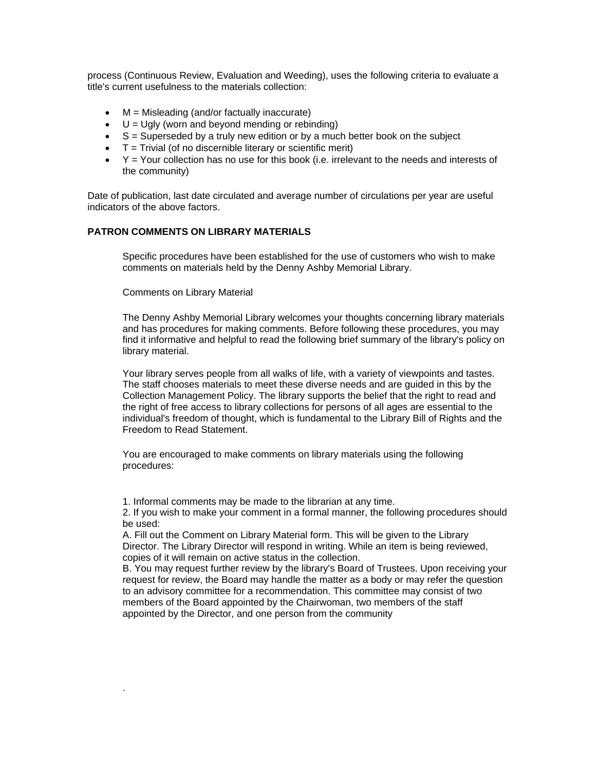process (Continuous Review, Evaluation and Weeding), uses the following criteria to evaluate a title's current usefulness to the materials collection:

- M = Misleading (and/or factually inaccurate)
- U = Ugly (worn and beyond mending or rebinding)
- S = Superseded by a truly new edition or by a much better book on the subject
- T = Trivial (of no discernible literary or scientific merit)
- Y = Your collection has no use for this book (i.e. irrelevant to the needs and interests of the community)

Date of publication, last date circulated and average number of circulations per year are useful indicators of the above factors.

**PATRON COMMENTS ON LIBRARY MATERIALS**

Specific procedures have been established for the use of customers who wish to make comments on materials held by the Denny Ashby Memorial Library.

Comments on Library Material

The Denny Ashby Memorial Library welcomes your thoughts concerning library materials and has procedures for making comments. Before following these procedures, you may find it informative and helpful to read the following brief summary of the library's policy on library material.

Your library serves people from all walks of life, with a variety of viewpoints and tastes. The staff chooses materials to meet these diverse needs and are guided in this by the Collection Management Policy. The library supports the belief that the right to read and the right of free access to library collections for persons of all ages are essential to the individual's freedom of thought, which is fundamental to the Library Bill of Rights and the Freedom to Read Statement.

You are encouraged to make comments on library materials using the following procedures:

1. Informal comments may be made to the librarian at any time.
2. If you wish to make your comment in a formal manner, the following procedures should be used:
A. Fill out the Comment on Library Material form. This will be given to the Library Director. The Library Director will respond in writing. While an item is being reviewed, copies of it will remain on active status in the collection.
B. You may request further review by the library's Board of Trustees. Upon receiving your request for review, the Board may handle the matter as a body or may refer the question to an advisory committee for a recommendation. This committee may consist of two members of the Board appointed by the Chairwoman, two members of the staff appointed by the Director, and one person from the community

.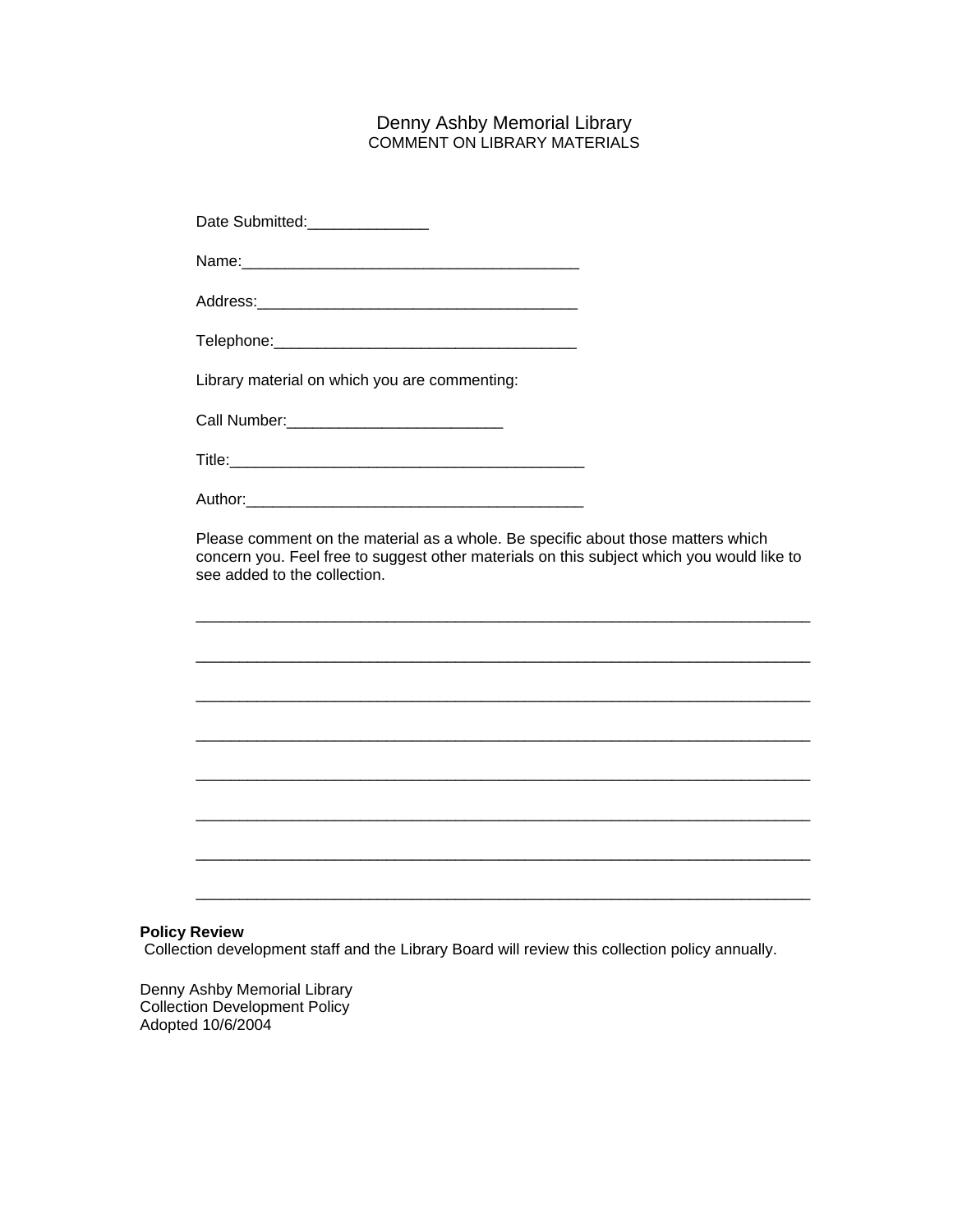# Denny Ashby Memorial Library

## COMMENT ON LIBRARY MATERIALS

Date Submitted:______________

Name:_______________________________________

Address:_____________________________________

Telephone:___________________________________

Library material on which you are commenting:

Call Number:_________________________

Title:_________________________________________

Author:_______________________________________

Please comment on the material as a whole. Be specific about those matters which concern you. Feel free to suggest other materials on this subject which you would like to see added to the collection.

_________________________________________________________________________

_________________________________________________________________________

_________________________________________________________________________

_________________________________________________________________________

_________________________________________________________________________

_________________________________________________________________________

_________________________________________________________________________

_________________________________________________________________________

**Policy Review**

Collection development staff and the Library Board will review this collection policy annually.

Denny Ashby Memorial Library
Collection Development Policy
Adopted 10/6/2004